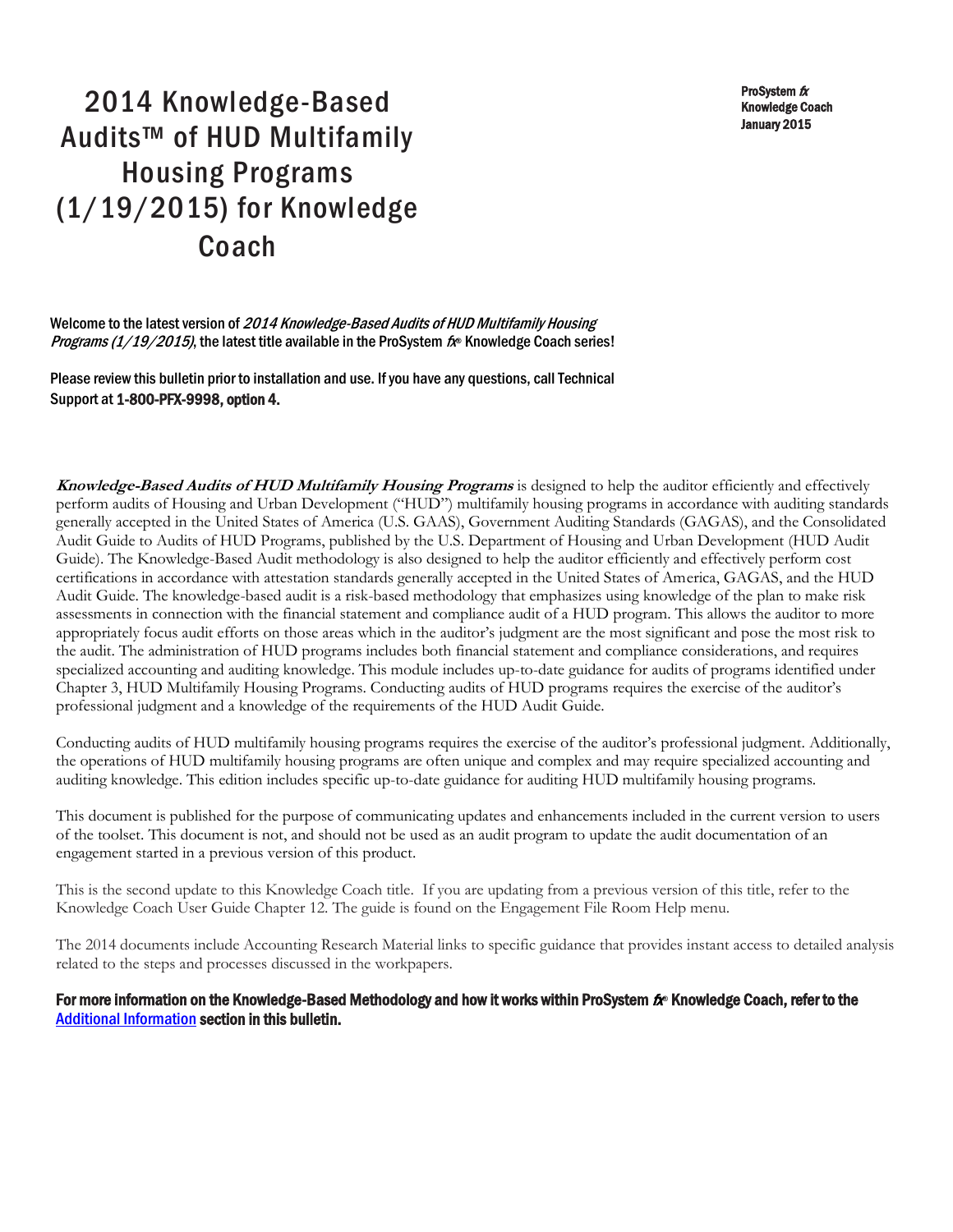# 2014 Knowledge-Based Audits™ of HUD Multifamily Housing Programs (1/19/2015) for Knowledge Coach

ProSystem *fx*
Knowledge Coach
January 2015

**Welcome to the latest version of *2014 Knowledge-Based Audits of HUD Multifamily Housing Programs (1/19/2015)*, the latest title available in the ProSystem *fx*® Knowledge Coach series!**

**Please review this bulletin prior to installation and use. If you have any questions, call Technical Support at 1-800-PFX-9998, option 4.**

***Knowledge-Based Audits of HUD Multifamily Housing Programs*** is designed to help the auditor efficiently and effectively perform audits of Housing and Urban Development ("HUD") multifamily housing programs in accordance with auditing standards generally accepted in the United States of America (U.S. GAAS), Government Auditing Standards (GAGAS), and the Consolidated Audit Guide to Audits of HUD Programs, published by the U.S. Department of Housing and Urban Development (HUD Audit Guide). The Knowledge-Based Audit methodology is also designed to help the auditor efficiently and effectively perform cost certifications in accordance with attestation standards generally accepted in the United States of America, GAGAS, and the HUD Audit Guide. The knowledge-based audit is a risk-based methodology that emphasizes using knowledge of the plan to make risk assessments in connection with the financial statement and compliance audit of a HUD program. This allows the auditor to more appropriately focus audit efforts on those areas which in the auditor's judgment are the most significant and pose the most risk to the audit. The administration of HUD programs includes both financial statement and compliance considerations, and requires specialized accounting and auditing knowledge. This module includes up-to-date guidance for audits of programs identified under Chapter 3, HUD Multifamily Housing Programs. Conducting audits of HUD programs requires the exercise of the auditor's professional judgment and a knowledge of the requirements of the HUD Audit Guide.

Conducting audits of HUD multifamily housing programs requires the exercise of the auditor's professional judgment. Additionally, the operations of HUD multifamily housing programs are often unique and complex and may require specialized accounting and auditing knowledge. This edition includes specific up-to-date guidance for auditing HUD multifamily housing programs.

This document is published for the purpose of communicating updates and enhancements included in the current version to users of the toolset. This document is not, and should not be used as an audit program to update the audit documentation of an engagement started in a previous version of this product.

This is the second update to this Knowledge Coach title. If you are updating from a previous version of this title, refer to the Knowledge Coach User Guide Chapter 12. The guide is found on the Engagement File Room Help menu.

The 2014 documents include Accounting Research Material links to specific guidance that provides instant access to detailed analysis related to the steps and processes discussed in the workpapers.

**For more information on the Knowledge-Based Methodology and how it works within ProSystem *fx*® Knowledge Coach, refer to the Additional Information section in this bulletin.**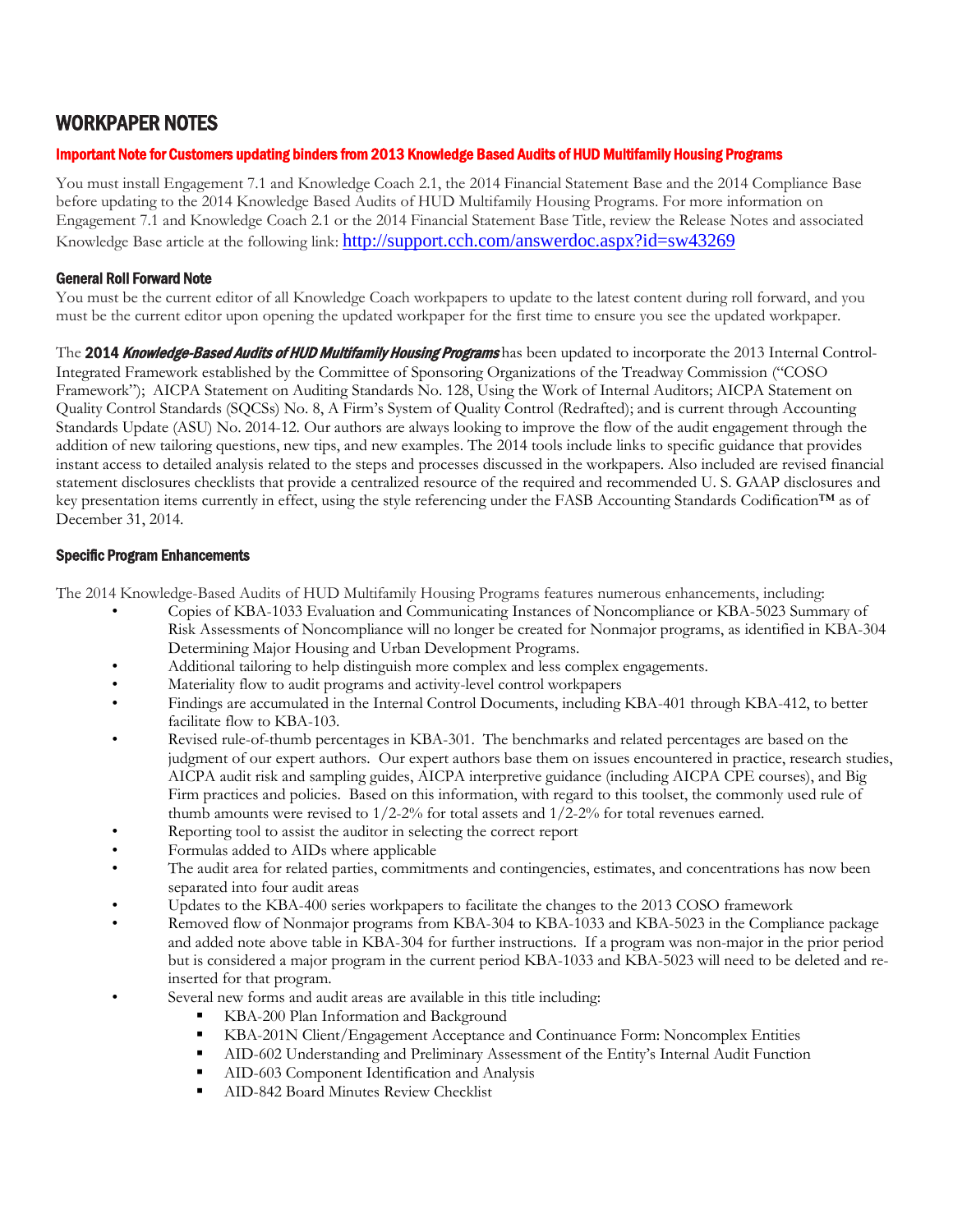## WORKPAPER NOTES

### Important Note for Customers updating binders from 2013 Knowledge Based Audits of HUD Multifamily Housing Programs

You must install Engagement 7.1 and Knowledge Coach 2.1, the 2014 Financial Statement Base and the 2014 Compliance Base before updating to the 2014 Knowledge Based Audits of HUD Multifamily Housing Programs. For more information on Engagement 7.1 and Knowledge Coach 2.1 or the 2014 Financial Statement Base Title, review the Release Notes and associated Knowledge Base article at the following link: http://support.cch.com/answerdoc.aspx?id=sw43269

### General Roll Forward Note

You must be the current editor of all Knowledge Coach workpapers to update to the latest content during roll forward, and you must be the current editor upon opening the updated workpaper for the first time to ensure you see the updated workpaper.

The **2014 *Knowledge-Based Audits of HUD Multifamily Housing Programs*** has been updated to incorporate the 2013 Internal Control-Integrated Framework established by the Committee of Sponsoring Organizations of the Treadway Commission ("COSO Framework"); AICPA Statement on Auditing Standards No. 128, Using the Work of Internal Auditors; AICPA Statement on Quality Control Standards (SQCSs) No. 8, A Firm's System of Quality Control (Redrafted); and is current through Accounting Standards Update (ASU) No. 2014-12. Our authors are always looking to improve the flow of the audit engagement through the addition of new tailoring questions, new tips, and new examples. The 2014 tools include links to specific guidance that provides instant access to detailed analysis related to the steps and processes discussed in the workpapers. Also included are revised financial statement disclosures checklists that provide a centralized resource of the required and recommended U. S. GAAP disclosures and key presentation items currently in effect, using the style referencing under the FASB Accounting Standards Codification™ as of December 31, 2014.

### Specific Program Enhancements

The 2014 Knowledge-Based Audits of HUD Multifamily Housing Programs features numerous enhancements, including:

- Copies of KBA-1033 Evaluation and Communicating Instances of Noncompliance or KBA-5023 Summary of Risk Assessments of Noncompliance will no longer be created for Nonmajor programs, as identified in KBA-304 Determining Major Housing and Urban Development Programs.
- Additional tailoring to help distinguish more complex and less complex engagements.
- Materiality flow to audit programs and activity-level control workpapers
- Findings are accumulated in the Internal Control Documents, including KBA-401 through KBA-412, to better facilitate flow to KBA-103.
- Revised rule-of-thumb percentages in KBA-301. The benchmarks and related percentages are based on the judgment of our expert authors. Our expert authors base them on issues encountered in practice, research studies, AICPA audit risk and sampling guides, AICPA interpretive guidance (including AICPA CPE courses), and Big Firm practices and policies. Based on this information, with regard to this toolset, the commonly used rule of thumb amounts were revised to 1/2-2% for total assets and 1/2-2% for total revenues earned.
- Reporting tool to assist the auditor in selecting the correct report
- Formulas added to AIDs where applicable
- The audit area for related parties, commitments and contingencies, estimates, and concentrations has now been separated into four audit areas
- Updates to the KBA-400 series workpapers to facilitate the changes to the 2013 COSO framework
- Removed flow of Nonmajor programs from KBA-304 to KBA-1033 and KBA-5023 in the Compliance package and added note above table in KBA-304 for further instructions. If a program was non-major in the prior period but is considered a major program in the current period KBA-1033 and KBA-5023 will need to be deleted and re-inserted for that program.
- Several new forms and audit areas are available in this title including:
  - KBA-200 Plan Information and Background
  - KBA-201N Client/Engagement Acceptance and Continuance Form: Noncomplex Entities
  - AID-602 Understanding and Preliminary Assessment of the Entity's Internal Audit Function
  - AID-603 Component Identification and Analysis
  - AID-842 Board Minutes Review Checklist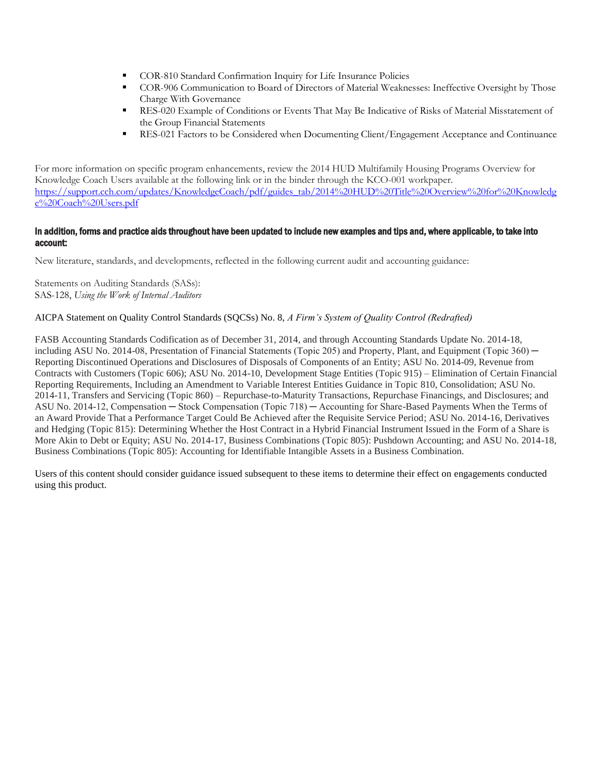- COR-810 Standard Confirmation Inquiry for Life Insurance Policies
- COR-906 Communication to Board of Directors of Material Weaknesses: Ineffective Oversight by Those Charge With Governance
- RES-020 Example of Conditions or Events That May Be Indicative of Risks of Material Misstatement of the Group Financial Statements
- RES-021 Factors to be Considered when Documenting Client/Engagement Acceptance and Continuance

For more information on specific program enhancements, review the 2014 HUD Multifamily Housing Programs Overview for Knowledge Coach Users available at the following link or in the binder through the KCO-001 workpaper.
[https://support.cch.com/updates/KnowledgeCoach/pdf/guides_tab/2014%20HUD%20Title%20Overview%20for%20Knowledge%20Coach%20Users.pdf](https://support.cch.com/updates/KnowledgeCoach/pdf/guides_tab/2014%20HUD%20Title%20Overview%20for%20Knowledge%20Coach%20Users.pdf)

### In addition, forms and practice aids throughout have been updated to include new examples and tips and, where applicable, to take into account:

New literature, standards, and developments, reflected in the following current audit and accounting guidance:

Statements on Auditing Standards (SASs):
SAS-128, *Using the Work of Internal Auditors*

AICPA Statement on Quality Control Standards (SQCSs) No. 8, *A Firm's System of Quality Control (Redrafted)*

FASB Accounting Standards Codification as of December 31, 2014, and through Accounting Standards Update No. 2014-18, including ASU No. 2014-08, Presentation of Financial Statements (Topic 205) and Property, Plant, and Equipment (Topic 360) ─ Reporting Discontinued Operations and Disclosures of Disposals of Components of an Entity; ASU No. 2014-09, Revenue from Contracts with Customers (Topic 606); ASU No. 2014-10, Development Stage Entities (Topic 915) – Elimination of Certain Financial Reporting Requirements, Including an Amendment to Variable Interest Entities Guidance in Topic 810, Consolidation; ASU No. 2014-11, Transfers and Servicing (Topic 860) – Repurchase-to-Maturity Transactions, Repurchase Financings, and Disclosures; and ASU No. 2014-12, Compensation ─ Stock Compensation (Topic 718) ─ Accounting for Share-Based Payments When the Terms of an Award Provide That a Performance Target Could Be Achieved after the Requisite Service Period; ASU No. 2014-16, Derivatives and Hedging (Topic 815): Determining Whether the Host Contract in a Hybrid Financial Instrument Issued in the Form of a Share is More Akin to Debt or Equity; ASU No. 2014-17, Business Combinations (Topic 805): Pushdown Accounting; and ASU No. 2014-18, Business Combinations (Topic 805): Accounting for Identifiable Intangible Assets in a Business Combination.

Users of this content should consider guidance issued subsequent to these items to determine their effect on engagements conducted using this product.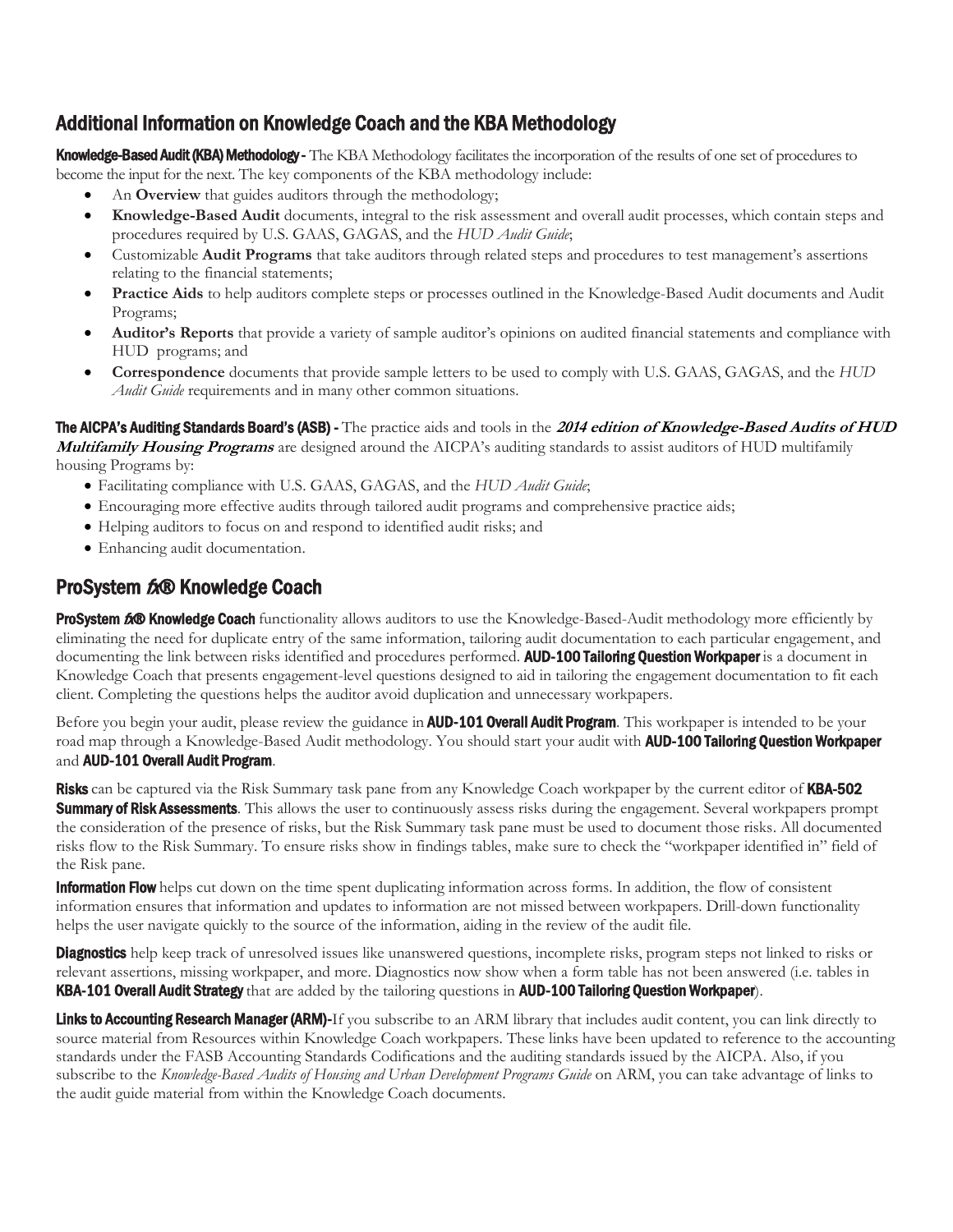## Additional Information on Knowledge Coach and the KBA Methodology

**Knowledge-Based Audit (KBA) Methodology -** The KBA Methodology facilitates the incorporation of the results of one set of procedures to become the input for the next. The key components of the KBA methodology include:

- An **Overview** that guides auditors through the methodology;
- **Knowledge-Based Audit** documents, integral to the risk assessment and overall audit processes, which contain steps and procedures required by U.S. GAAS, GAGAS, and the *HUD Audit Guide*;
- Customizable **Audit Programs** that take auditors through related steps and procedures to test management's assertions relating to the financial statements;
- **Practice Aids** to help auditors complete steps or processes outlined in the Knowledge-Based Audit documents and Audit Programs;
- **Auditor's Reports** that provide a variety of sample auditor's opinions on audited financial statements and compliance with HUD programs; and
- **Correspondence** documents that provide sample letters to be used to comply with U.S. GAAS, GAGAS, and the *HUD Audit Guide* requirements and in many other common situations.

**The AICPA's Auditing Standards Board's (ASB) -** The practice aids and tools in the ***2014 edition of Knowledge-Based Audits of HUD Multifamily Housing Programs*** are designed around the AICPA's auditing standards to assist auditors of HUD multifamily housing Programs by:

- Facilitating compliance with U.S. GAAS, GAGAS, and the *HUD Audit Guide*;
- Encouraging more effective audits through tailored audit programs and comprehensive practice aids;
- Helping auditors to focus on and respond to identified audit risks; and
- Enhancing audit documentation.

## ProSystem *fx*® Knowledge Coach

**ProSystem *fx*® Knowledge Coach** functionality allows auditors to use the Knowledge-Based-Audit methodology more efficiently by eliminating the need for duplicate entry of the same information, tailoring audit documentation to each particular engagement, and documenting the link between risks identified and procedures performed. **AUD-100 Tailoring Question Workpaper** is a document in Knowledge Coach that presents engagement-level questions designed to aid in tailoring the engagement documentation to fit each client. Completing the questions helps the auditor avoid duplication and unnecessary workpapers.

Before you begin your audit, please review the guidance in **AUD-101 Overall Audit Program**. This workpaper is intended to be your road map through a Knowledge-Based Audit methodology. You should start your audit with **AUD-100 Tailoring Question Workpaper** and **AUD-101 Overall Audit Program**.

**Risks** can be captured via the Risk Summary task pane from any Knowledge Coach workpaper by the current editor of **KBA-502 Summary of Risk Assessments**. This allows the user to continuously assess risks during the engagement. Several workpapers prompt the consideration of the presence of risks, but the Risk Summary task pane must be used to document those risks. All documented risks flow to the Risk Summary. To ensure risks show in findings tables, make sure to check the "workpaper identified in" field of the Risk pane.

**Information Flow** helps cut down on the time spent duplicating information across forms. In addition, the flow of consistent information ensures that information and updates to information are not missed between workpapers. Drill-down functionality helps the user navigate quickly to the source of the information, aiding in the review of the audit file.

**Diagnostics** help keep track of unresolved issues like unanswered questions, incomplete risks, program steps not linked to risks or relevant assertions, missing workpaper, and more. Diagnostics now show when a form table has not been answered (i.e. tables in **KBA-101 Overall Audit Strategy** that are added by the tailoring questions in **AUD-100 Tailoring Question Workpaper**).

**Links to Accounting Research Manager (ARM)-**If you subscribe to an ARM library that includes audit content, you can link directly to source material from Resources within Knowledge Coach workpapers. These links have been updated to reference to the accounting standards under the FASB Accounting Standards Codifications and the auditing standards issued by the AICPA. Also, if you subscribe to the *Knowledge-Based Audits of Housing and Urban Development Programs Guide* on ARM, you can take advantage of links to the audit guide material from within the Knowledge Coach documents.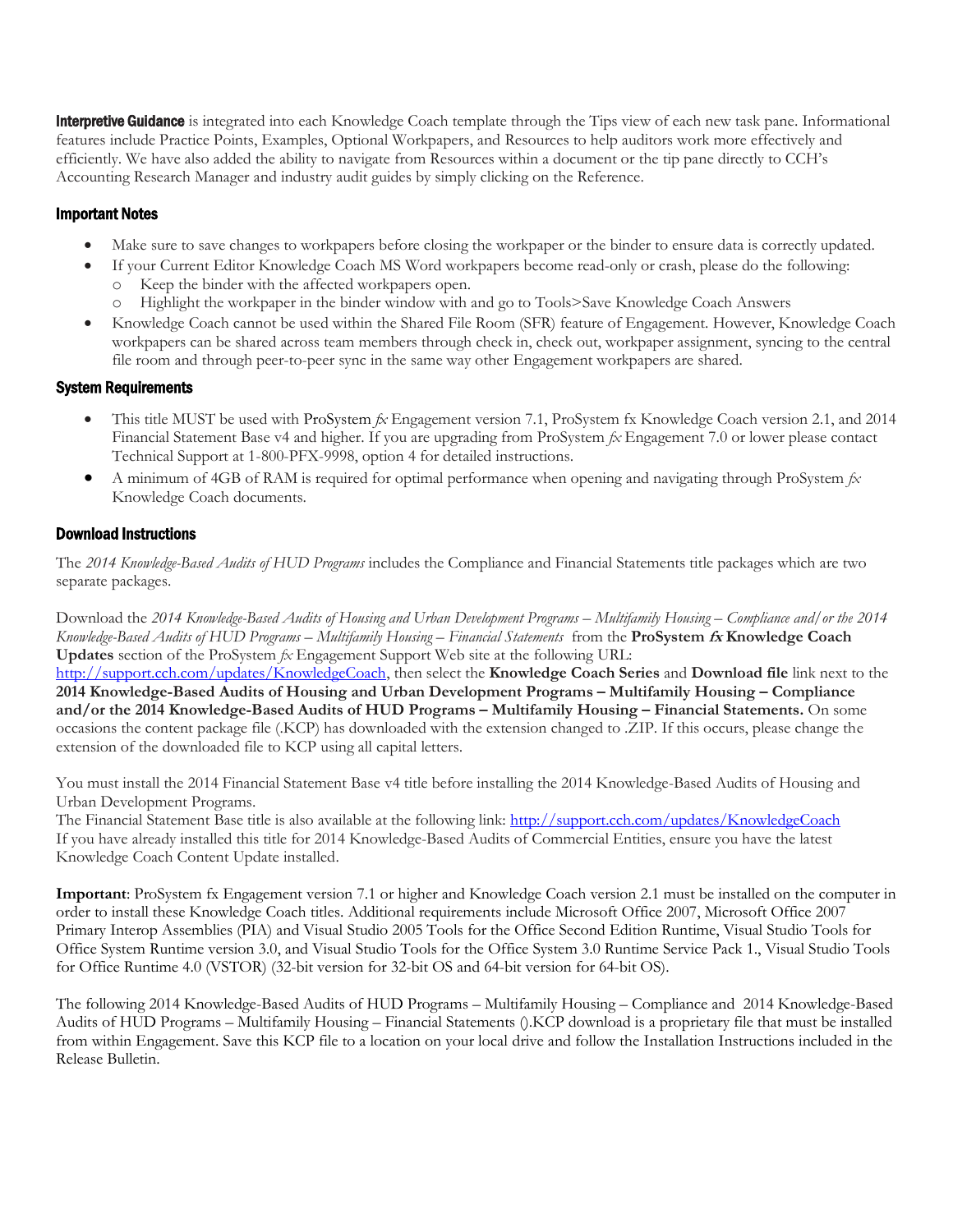**Interpretive Guidance** is integrated into each Knowledge Coach template through the Tips view of each new task pane. Informational features include Practice Points, Examples, Optional Workpapers, and Resources to help auditors work more effectively and efficiently. We have also added the ability to navigate from Resources within a document or the tip pane directly to CCH's Accounting Research Manager and industry audit guides by simply clicking on the Reference.

### Important Notes

- Make sure to save changes to workpapers before closing the workpaper or the binder to ensure data is correctly updated.
- If your Current Editor Knowledge Coach MS Word workpapers become read-only or crash, please do the following:
  - Keep the binder with the affected workpapers open.
  - Highlight the workpaper in the binder window with and go to Tools>Save Knowledge Coach Answers
- Knowledge Coach cannot be used within the Shared File Room (SFR) feature of Engagement. However, Knowledge Coach workpapers can be shared across team members through check in, check out, workpaper assignment, syncing to the central file room and through peer-to-peer sync in the same way other Engagement workpapers are shared.

### System Requirements

- This title MUST be used with ProSystem *fx* Engagement version 7.1, ProSystem fx Knowledge Coach version 2.1, and 2014 Financial Statement Base v4 and higher. If you are upgrading from ProSystem *fx* Engagement 7.0 or lower please contact Technical Support at 1-800-PFX-9998, option 4 for detailed instructions.
- A minimum of 4GB of RAM is required for optimal performance when opening and navigating through ProSystem *fx* Knowledge Coach documents.

### Download Instructions

The *2014 Knowledge-Based Audits of HUD Programs* includes the Compliance and Financial Statements title packages which are two separate packages.

Download the *2014 Knowledge-Based Audits of Housing and Urban Development Programs – Multifamily Housing – Compliance and/or the 2014 Knowledge-Based Audits of HUD Programs – Multifamily Housing – Financial Statements* from the **ProSystem *fx* Knowledge Coach Updates** section of the ProSystem *fx* Engagement Support Web site at the following URL: http://support.cch.com/updates/KnowledgeCoach, then select the **Knowledge Coach Series** and **Download file** link next to the **2014 Knowledge-Based Audits of Housing and Urban Development Programs – Multifamily Housing – Compliance and/or the 2014 Knowledge-Based Audits of HUD Programs – Multifamily Housing – Financial Statements.** On some occasions the content package file (.KCP) has downloaded with the extension changed to .ZIP. If this occurs, please change the extension of the downloaded file to KCP using all capital letters.

You must install the 2014 Financial Statement Base v4 title before installing the 2014 Knowledge-Based Audits of Housing and Urban Development Programs.
The Financial Statement Base title is also available at the following link: http://support.cch.com/updates/KnowledgeCoach
If you have already installed this title for 2014 Knowledge-Based Audits of Commercial Entities, ensure you have the latest Knowledge Coach Content Update installed.

**Important**: ProSystem fx Engagement version 7.1 or higher and Knowledge Coach version 2.1 must be installed on the computer in order to install these Knowledge Coach titles. Additional requirements include Microsoft Office 2007, Microsoft Office 2007 Primary Interop Assemblies (PIA) and Visual Studio 2005 Tools for the Office Second Edition Runtime, Visual Studio Tools for Office System Runtime version 3.0, and Visual Studio Tools for the Office System 3.0 Runtime Service Pack 1., Visual Studio Tools for Office Runtime 4.0 (VSTOR) (32-bit version for 32-bit OS and 64-bit version for 64-bit OS).

The following 2014 Knowledge-Based Audits of HUD Programs – Multifamily Housing – Compliance and 2014 Knowledge-Based Audits of HUD Programs – Multifamily Housing – Financial Statements ().KCP download is a proprietary file that must be installed from within Engagement. Save this KCP file to a location on your local drive and follow the Installation Instructions included in the Release Bulletin.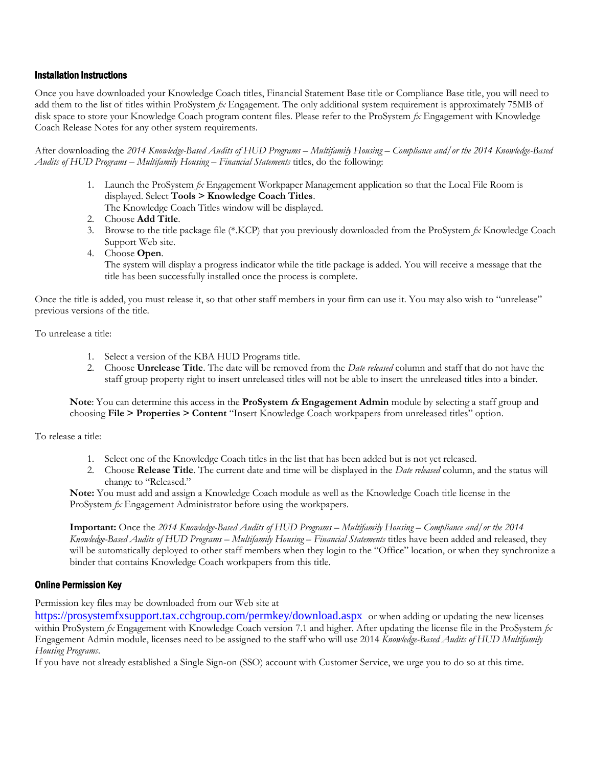## Installation Instructions

Once you have downloaded your Knowledge Coach titles, Financial Statement Base title or Compliance Base title, you will need to add them to the list of titles within ProSystem *fx* Engagement. The only additional system requirement is approximately 75MB of disk space to store your Knowledge Coach program content files. Please refer to the ProSystem *fx* Engagement with Knowledge Coach Release Notes for any other system requirements.

After downloading the *2014 Knowledge-Based Audits of HUD Programs – Multifamily Housing – Compliance and/or the 2014 Knowledge-Based Audits of HUD Programs – Multifamily Housing – Financial Statements* titles, do the following:

1. Launch the ProSystem *fx* Engagement Workpaper Management application so that the Local File Room is displayed. Select **Tools > Knowledge Coach Titles**.
   The Knowledge Coach Titles window will be displayed.
2. Choose **Add Title**.
3. Browse to the title package file (*.KCP) that you previously downloaded from the ProSystem *fx* Knowledge Coach Support Web site.
4. Choose **Open**.
   The system will display a progress indicator while the title package is added. You will receive a message that the title has been successfully installed once the process is complete.

Once the title is added, you must release it, so that other staff members in your firm can use it. You may also wish to "unrelease" previous versions of the title.

To unrelease a title:

1. Select a version of the KBA HUD Programs title.
2. Choose **Unrelease Title**. The date will be removed from the *Date released* column and staff that do not have the staff group property right to insert unreleased titles will not be able to insert the unreleased titles into a binder.

**Note**: You can determine this access in the **ProSystem *fx* Engagement Admin** module by selecting a staff group and choosing **File > Properties > Content** "Insert Knowledge Coach workpapers from unreleased titles" option.

To release a title:

1. Select one of the Knowledge Coach titles in the list that has been added but is not yet released.
2. Choose **Release Title**. The current date and time will be displayed in the *Date released* column, and the status will change to "Released."

**Note:** You must add and assign a Knowledge Coach module as well as the Knowledge Coach title license in the ProSystem *fx* Engagement Administrator before using the workpapers.

**Important:** Once the *2014 Knowledge-Based Audits of HUD Programs – Multifamily Housing – Compliance and/or the 2014 Knowledge-Based Audits of HUD Programs – Multifamily Housing – Financial Statements* titles have been added and released, they will be automatically deployed to other staff members when they login to the "Office" location, or when they synchronize a binder that contains Knowledge Coach workpapers from this title.

## Online Permission Key

Permission key files may be downloaded from our Web site at https://prosystemfxsupport.tax.cchgroup.com/permkey/download.aspx or when adding or updating the new licenses within ProSystem *fx* Engagement with Knowledge Coach version 7.1 and higher. After updating the license file in the ProSystem *fx* Engagement Admin module, licenses need to be assigned to the staff who will use 2014 *Knowledge-Based Audits of HUD Multifamily Housing Programs*.

If you have not already established a Single Sign-on (SSO) account with Customer Service, we urge you to do so at this time.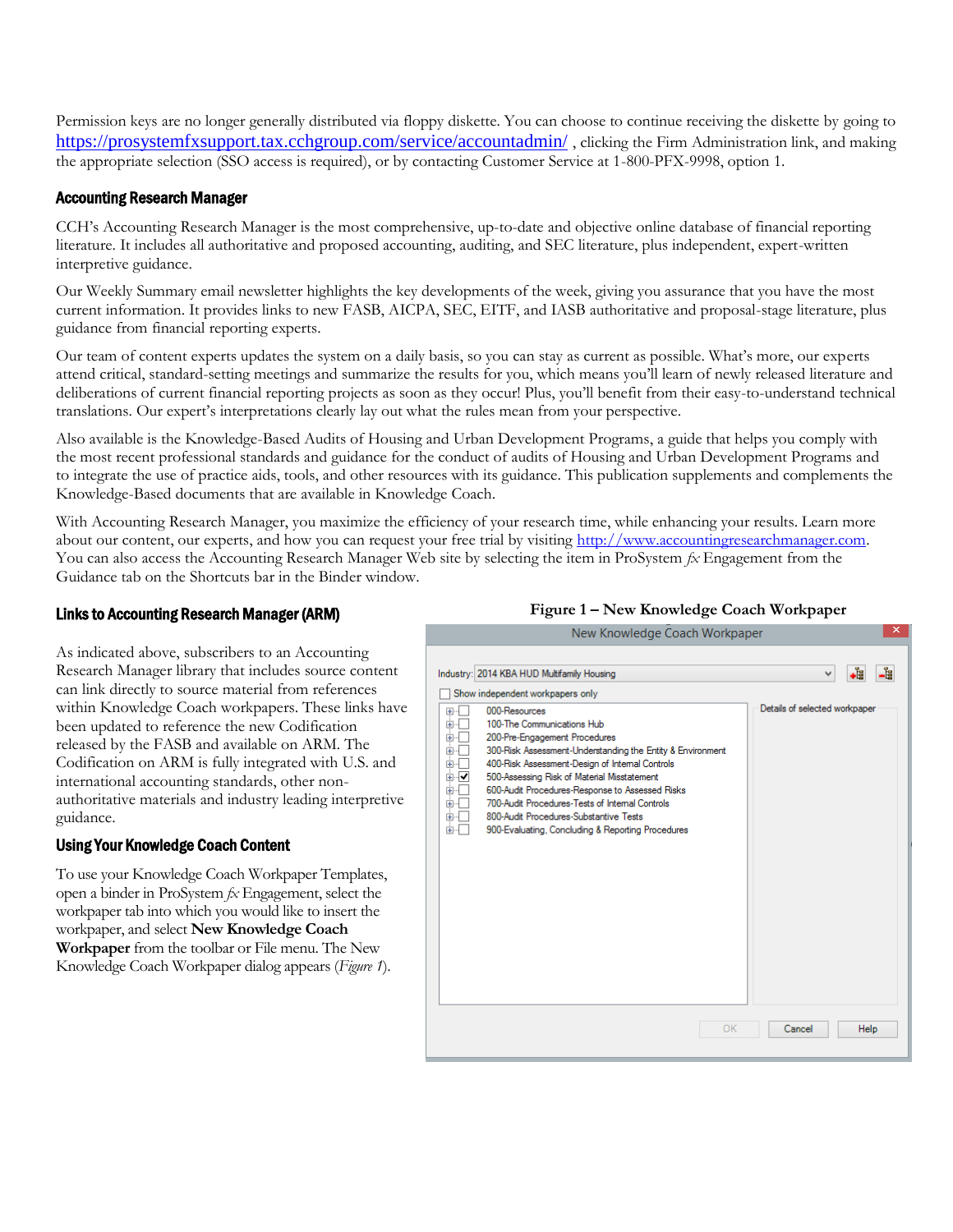Permission keys are no longer generally distributed via floppy diskette. You can choose to continue receiving the diskette by going to https://prosystemfxsupport.tax.cchgroup.com/service/accountadmin/ , clicking the Firm Administration link, and making the appropriate selection (SSO access is required), or by contacting Customer Service at 1-800-PFX-9998, option 1.

## Accounting Research Manager

CCH's Accounting Research Manager is the most comprehensive, up-to-date and objective online database of financial reporting literature. It includes all authoritative and proposed accounting, auditing, and SEC literature, plus independent, expert-written interpretive guidance.

Our Weekly Summary email newsletter highlights the key developments of the week, giving you assurance that you have the most current information. It provides links to new FASB, AICPA, SEC, EITF, and IASB authoritative and proposal-stage literature, plus guidance from financial reporting experts.

Our team of content experts updates the system on a daily basis, so you can stay as current as possible. What's more, our experts attend critical, standard-setting meetings and summarize the results for you, which means you'll learn of newly released literature and deliberations of current financial reporting projects as soon as they occur! Plus, you'll benefit from their easy-to-understand technical translations. Our expert's interpretations clearly lay out what the rules mean from your perspective.

Also available is the Knowledge-Based Audits of Housing and Urban Development Programs, a guide that helps you comply with the most recent professional standards and guidance for the conduct of audits of Housing and Urban Development Programs and to integrate the use of practice aids, tools, and other resources with its guidance. This publication supplements and complements the Knowledge-Based documents that are available in Knowledge Coach.

With Accounting Research Manager, you maximize the efficiency of your research time, while enhancing your results. Learn more about our content, our experts, and how you can request your free trial by visiting http://www.accountingresearchmanager.com. You can also access the Accounting Research Manager Web site by selecting the item in ProSystem *fx* Engagement from the Guidance tab on the Shortcuts bar in the Binder window.

## Links to Accounting Research Manager (ARM)

As indicated above, subscribers to an Accounting Research Manager library that includes source content can link directly to source material from references within Knowledge Coach workpapers. These links have been updated to reference the new Codification released by the FASB and available on ARM. The Codification on ARM is fully integrated with U.S. and international accounting standards, other non-authoritative materials and industry leading interpretive guidance.

## Using Your Knowledge Coach Content

To use your Knowledge Coach Workpaper Templates, open a binder in ProSystem *fx* Engagement, select the workpaper tab into which you would like to insert the workpaper, and select **New Knowledge Coach Workpaper** from the toolbar or File menu. The New Knowledge Coach Workpaper dialog appears (*Figure 1*).

**Figure 1 – New Knowledge Coach Workpaper**

New Knowledge Coach Workpaper

Industry: 2014 KBA HUD Multifamily Housing

Show independent workpapers only

- 000-Resources
- 100-The Communications Hub
- 200-Pre-Engagement Procedures
- 300-Risk Assessment-Understanding the Entity & Environment
- 400-Risk Assessment-Design of Internal Controls
- 500-Assessing Risk of Material Misstatement
- 600-Audit Procedures-Response to Assessed Risks
- 700-Audit Procedures-Tests of Internal Controls
- 800-Audit Procedures-Substantive Tests
- 900-Evaluating, Concluding & Reporting Procedures

Details of selected workpaper

OK | Cancel | Help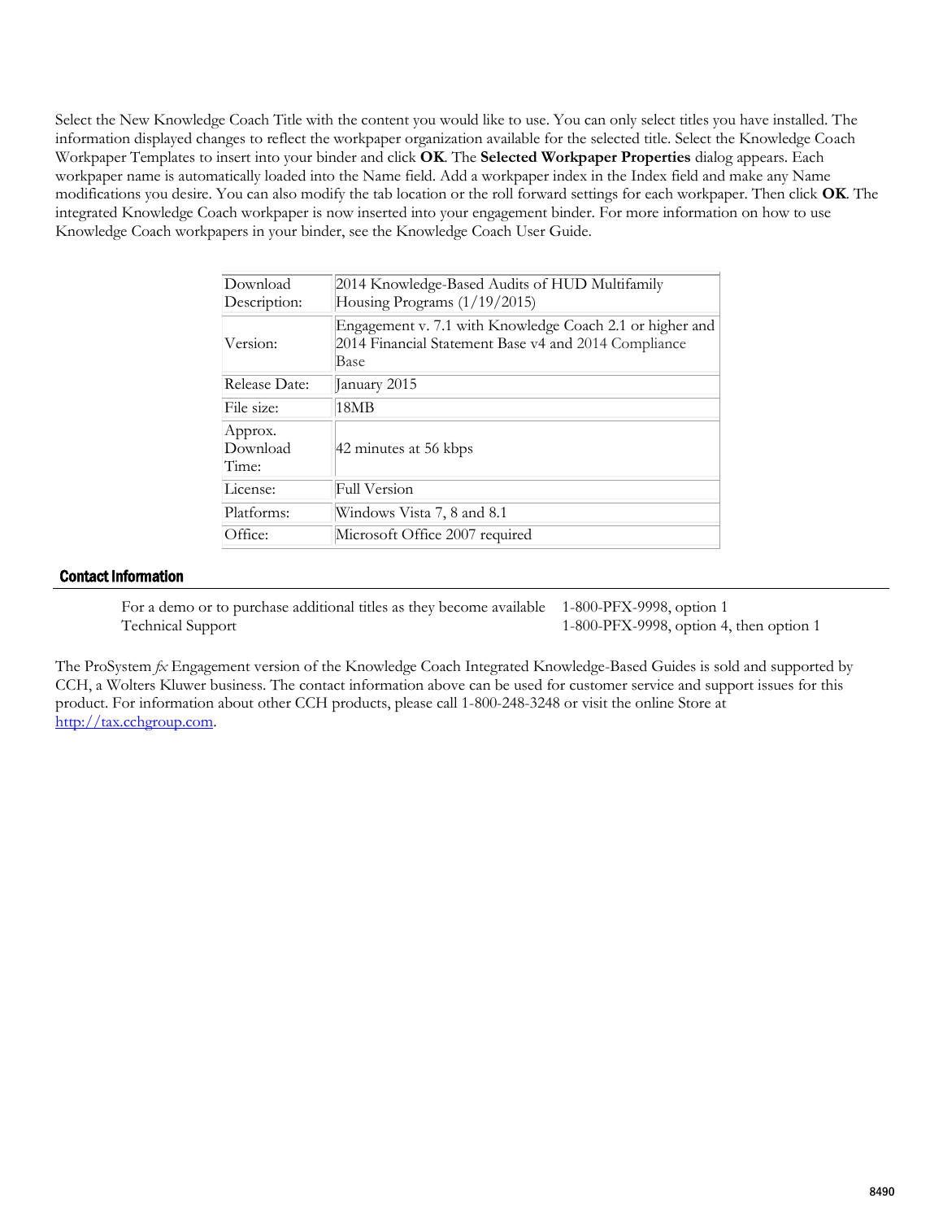Select the New Knowledge Coach Title with the content you would like to use. You can only select titles you have installed. The information displayed changes to reflect the workpaper organization available for the selected title. Select the Knowledge Coach Workpaper Templates to insert into your binder and click **OK**. The **Selected Workpaper Properties** dialog appears. Each workpaper name is automatically loaded into the Name field. Add a workpaper index in the Index field and make any Name modifications you desire. You can also modify the tab location or the roll forward settings for each workpaper. Then click **OK**. The integrated Knowledge Coach workpaper is now inserted into your engagement binder. For more information on how to use Knowledge Coach workpapers in your binder, see the Knowledge Coach User Guide.

| | |
|---|---|
| Download Description: | 2014 Knowledge-Based Audits of HUD Multifamily Housing Programs (1/19/2015) |
| Version: | Engagement v. 7.1 with Knowledge Coach 2.1 or higher and 2014 Financial Statement Base v4 and 2014 Compliance Base |
| Release Date: | January 2015 |
| File size: | 18MB |
| Approx. Download Time: | 42 minutes at 56 kbps |
| License: | Full Version |
| Platforms: | Windows Vista 7, 8 and 8.1 |
| Office: | Microsoft Office 2007 required |

## Contact Information

| | |
|---|---|
| For a demo or to purchase additional titles as they become available | 1-800-PFX-9998, option 1 |
| Technical Support | 1-800-PFX-9998, option 4, then option 1 |

The ProSystem *fx* Engagement version of the Knowledge Coach Integrated Knowledge-Based Guides is sold and supported by CCH, a Wolters Kluwer business. The contact information above can be used for customer service and support issues for this product. For information about other CCH products, please call 1-800-248-3248 or visit the online Store at http://tax.cchgroup.com.

8490